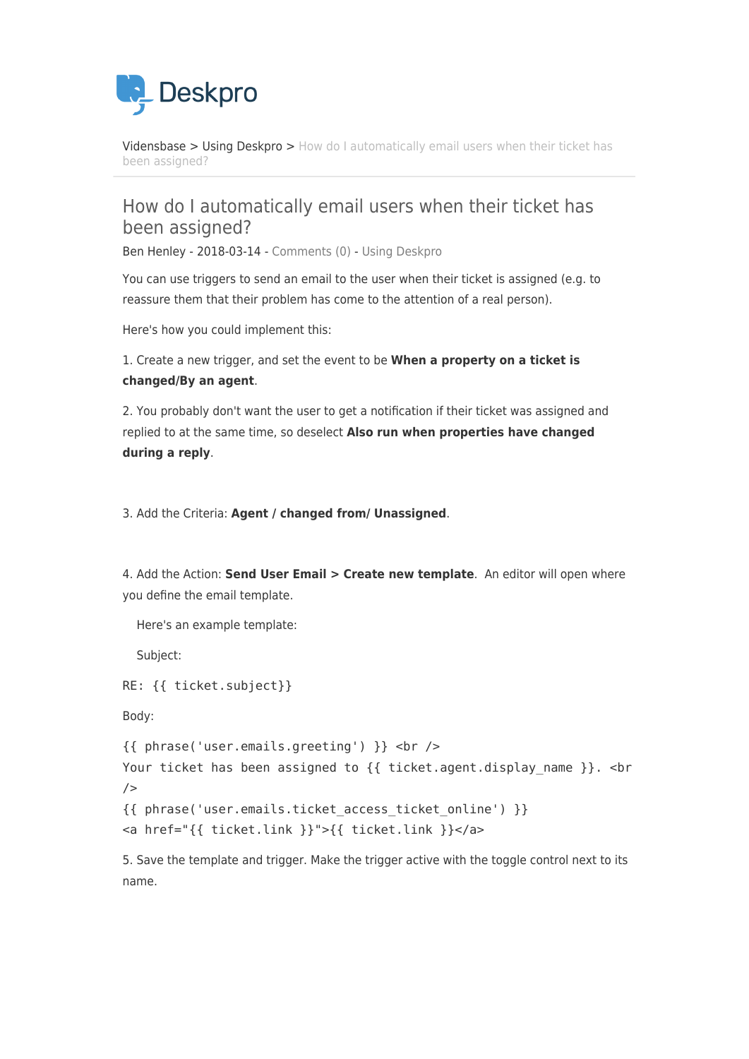Deskpro

Vidensbase > Using Deskpro > How do I automatically email users when their ticket has been assigned?

# How do I automatically email users when their ticket has been assigned?

Ben Henley - 2018-03-14 - Comments (0) - Using Deskpro

You can use triggers to send an email to the user when their ticket is assigned (e.g. to reassure them that their problem has come to the attention of a real person).

Here's how you could implement this:

1. Create a new trigger, and set the event to be **When a property on a ticket is changed/By an agent**.

2. You probably don't want the user to get a notification if their ticket was assigned and replied to at the same time, so deselect **Also run when properties have changed during a reply**.

3. Add the Criteria: **Agent / changed from/ Unassigned**.

4. Add the Action: **Send User Email > Create new template**. An editor will open where you define the email template.

Here's an example template:

Subject:

```
RE: {{ ticket.subject}}
```

Body:

```
{{ phrase('user.emails.greeting') }} <br />
Your ticket has been assigned to {{ ticket.agent.display_name }}. <br />
{{ phrase('user.emails.ticket_access_ticket_online') }}
<a href="{{ ticket.link }}">{{ ticket.link }}</a>
```

5. Save the template and trigger. Make the trigger active with the toggle control next to its name.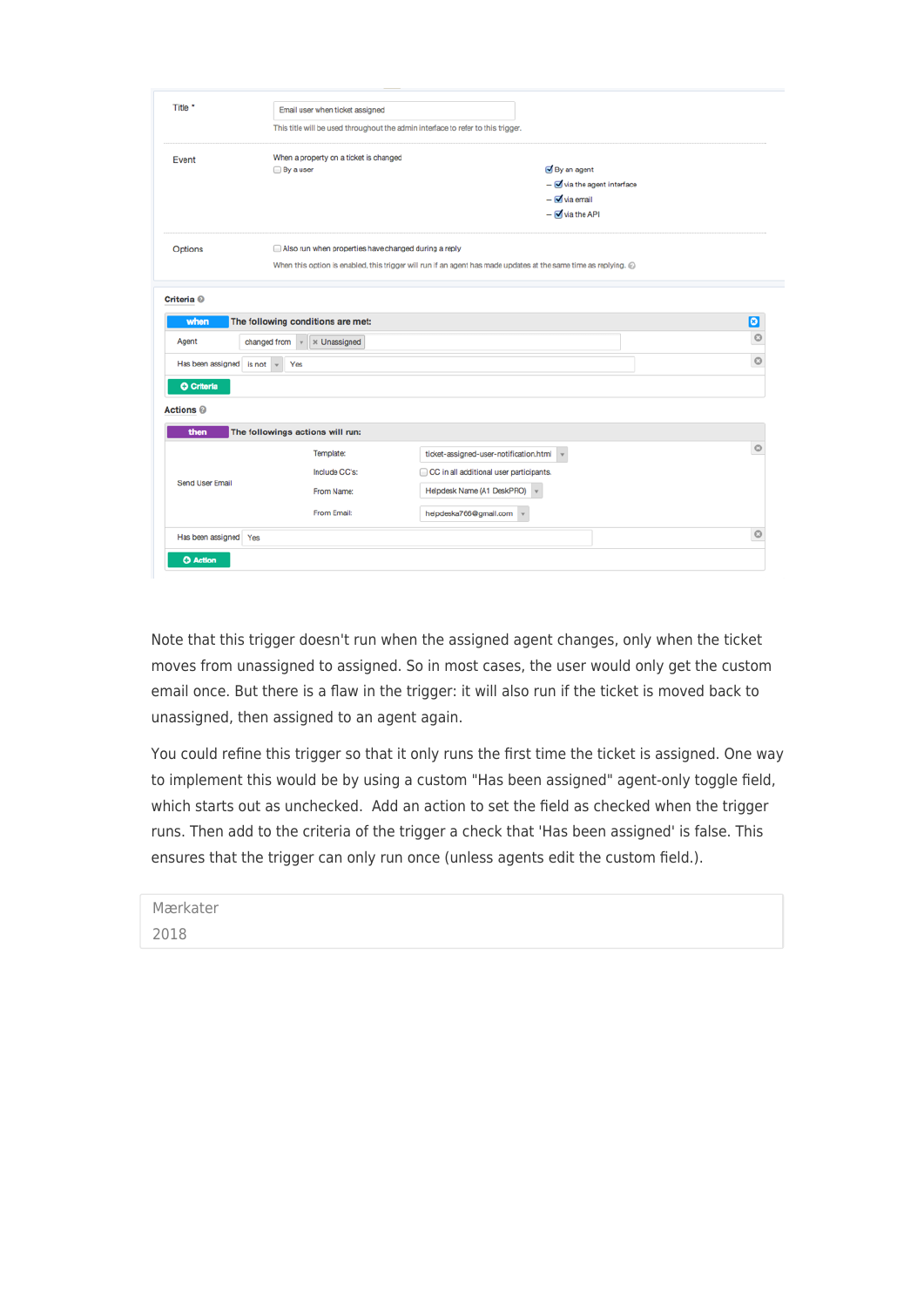Title *

Email user when ticket assigned

This title will be used throughout the admin interface to refer to this trigger.

Event

When a property on a ticket is changed

☐ By a user

☑ By an agent

– ☑ via the agent interface

– ☑ via email

– ☑ via the API

Options

☐ Also run when properties have changed during a reply

When this option is enabled, this trigger will run if an agent has made updates at the same time as replying.

**Criteria**

**when** The following conditions are met:

| | | |
|---|---|---|
| Agent | changed from | × Unassigned |
| Has been assigned | is not | Yes |

**+ Criteria**

**Actions**

**then** The followings actions will run:

| | | |
|---|---|---|
| Send User Email | Template: | ticket-assigned-user-notification.html |
| | Include CC's: | ☐ CC in all additional user participants. |
| | From Name: | Helpdesk Name (A1 DeskPRO) |
| | From Email: | helpdeska766@gmail.com |
| Has been assigned | Yes | |

**+ Action**

Note that this trigger doesn't run when the assigned agent changes, only when the ticket moves from unassigned to assigned. So in most cases, the user would only get the custom email once. But there is a flaw in the trigger: it will also run if the ticket is moved back to unassigned, then assigned to an agent again.

You could refine this trigger so that it only runs the first time the ticket is assigned. One way to implement this would be by using a custom "Has been assigned" agent-only toggle field, which starts out as unchecked.  Add an action to set the field as checked when the trigger runs. Then add to the criteria of the trigger a check that 'Has been assigned' is false. This ensures that the trigger can only run once (unless agents edit the custom field.).

Mærkater
2018